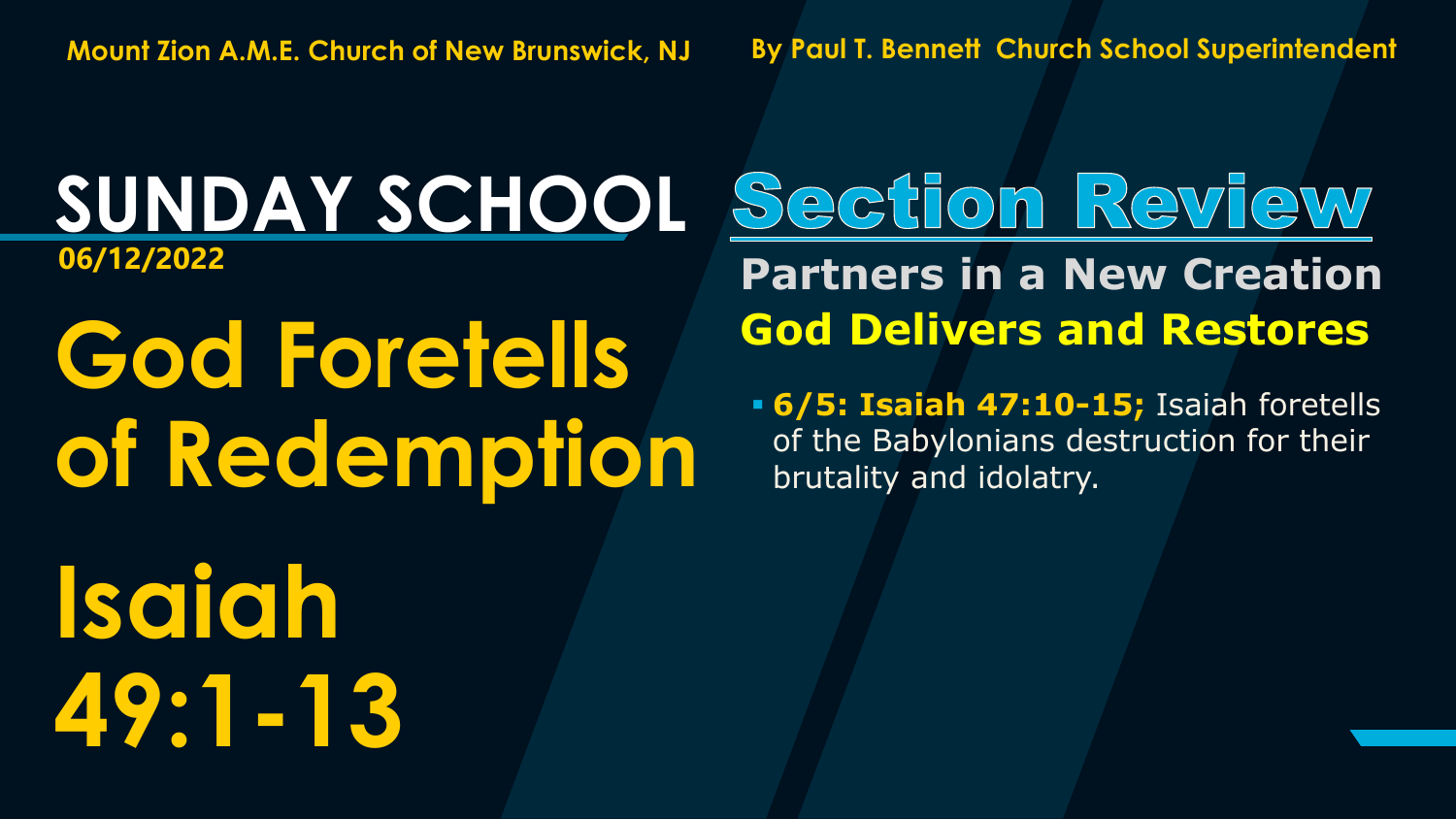Mount Zion A.M.E. Church of New Brunswick, NJ

By Paul T. Bennett Church School Superintendent

# SUNDAY SCHOOL

**06/12/2022**

# God Foretells of Redemption

# Isaiah 49:1-13

## Section Review

### Partners in a New Creation

### God Delivers and Restores

- **6/5: Isaiah 47:10-15;** Isaiah foretells of the Babylonians destruction for their brutality and idolatry.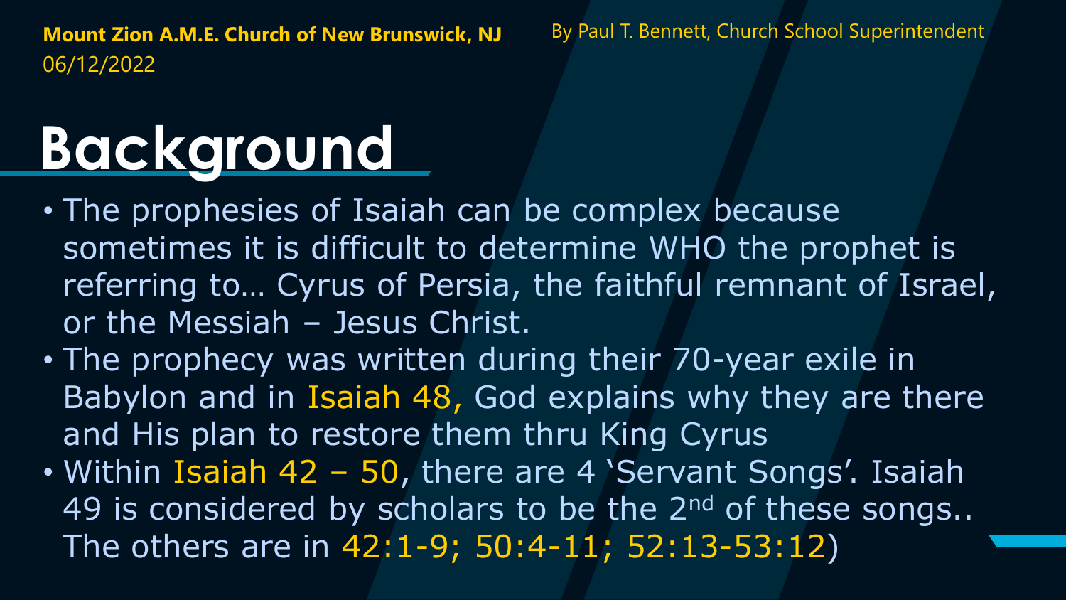**Mount Zion A.M.E. Church of New Brunswick, NJ**
06/12/2022

By Paul T. Bennett, Church School Superintendent

# Background

- The prophesies of Isaiah can be complex because sometimes it is difficult to determine WHO the prophet is referring to… Cyrus of Persia, the faithful remnant of Israel, or the Messiah – Jesus Christ.
- The prophecy was written during their 70-year exile in Babylon and in Isaiah 48, God explains why they are there and His plan to restore them thru King Cyrus
- Within Isaiah 42 – 50, there are 4 'Servant Songs'. Isaiah 49 is considered by scholars to be the 2nd of these songs.. The others are in 42:1-9; 50:4-11; 52:13-53:12)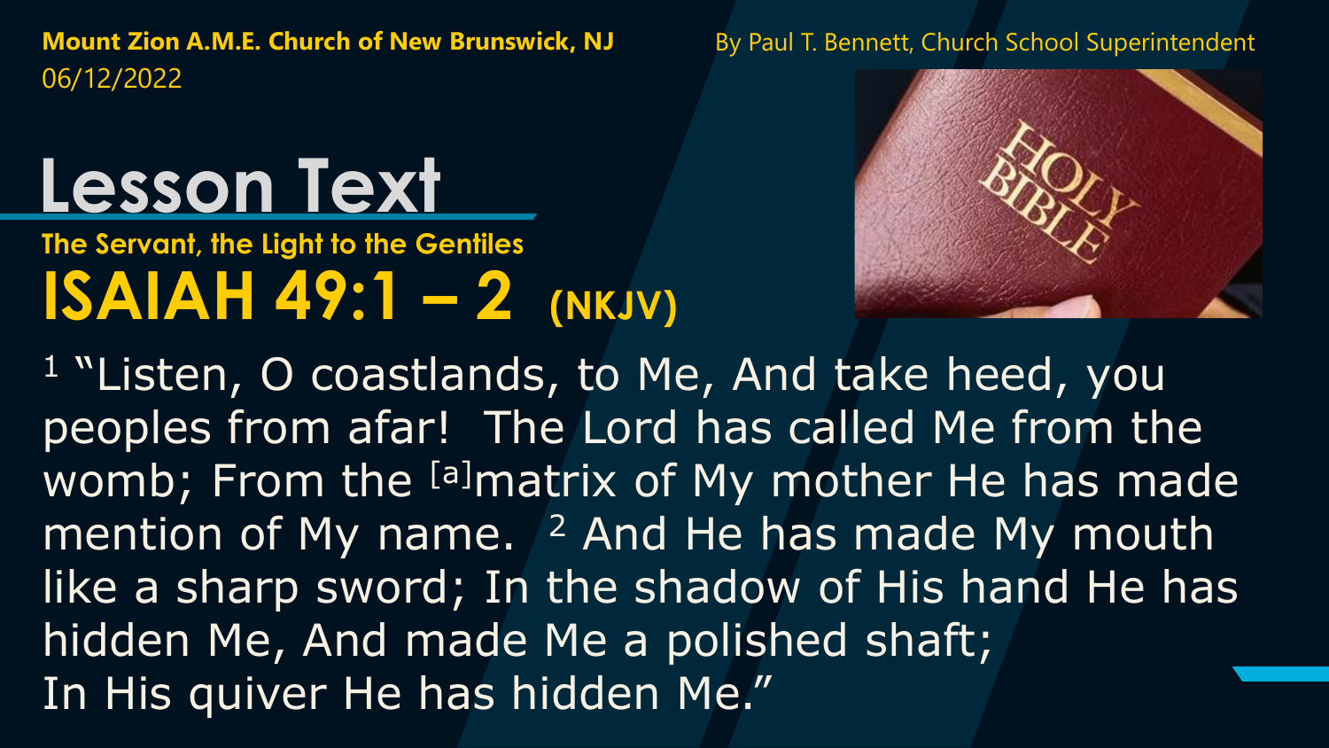**Mount Zion A.M.E. Church of New Brunswick, NJ**
06/12/2022

By Paul T. Bennett, Church School Superintendent

# Lesson Text

**The Servant, the Light to the Gentiles**

## ISAIAH 49:1 – 2 (NKJV)

[1] "Listen, O coastlands, to Me, And take heed, you peoples from afar! The Lord has called Me from the womb; From the [a]matrix of My mother He has made mention of My name. [2] And He has made My mouth like a sharp sword; In the shadow of His hand He has hidden Me, And made Me a polished shaft; In His quiver He has hidden Me."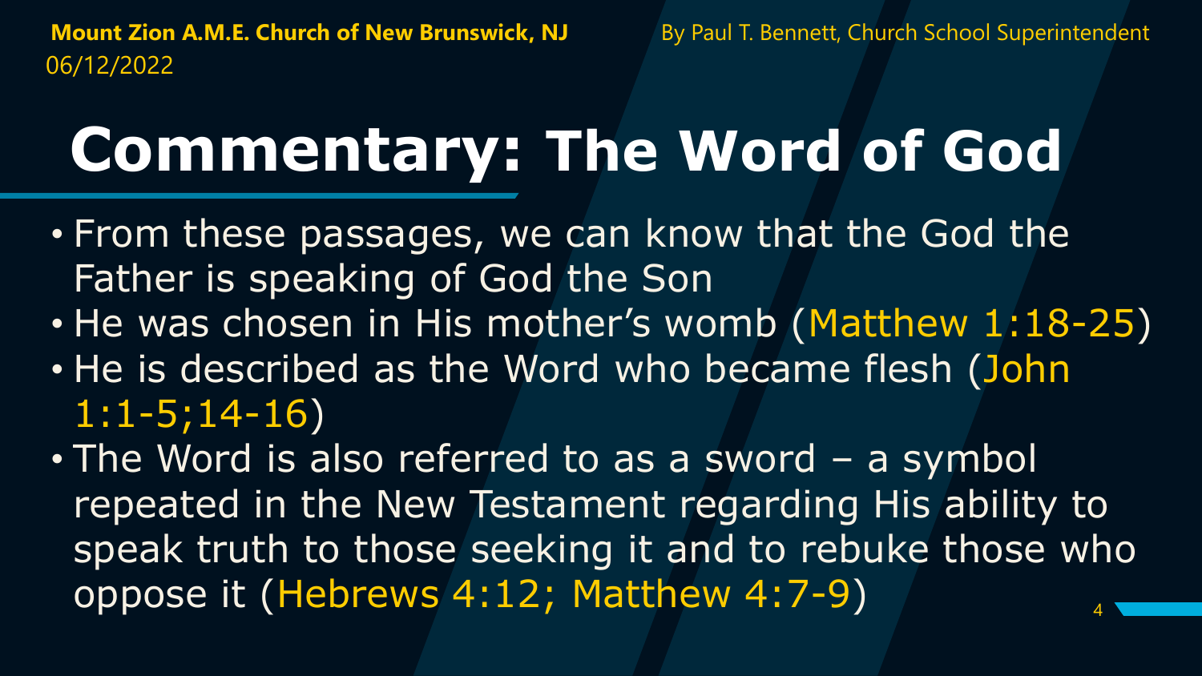**Mount Zion A.M.E. Church of New Brunswick, NJ** By Paul T. Bennett, Church School Superintendent
06/12/2022

# Commentary: The Word of God

- From these passages, we can know that the God the Father is speaking of God the Son
- He was chosen in His mother's womb (Matthew 1:18-25)
- He is described as the Word who became flesh (John 1:1-5;14-16)
- The Word is also referred to as a sword – a symbol repeated in the New Testament regarding His ability to speak truth to those seeking it and to rebuke those who oppose it (Hebrews 4:12; Matthew 4:7-9)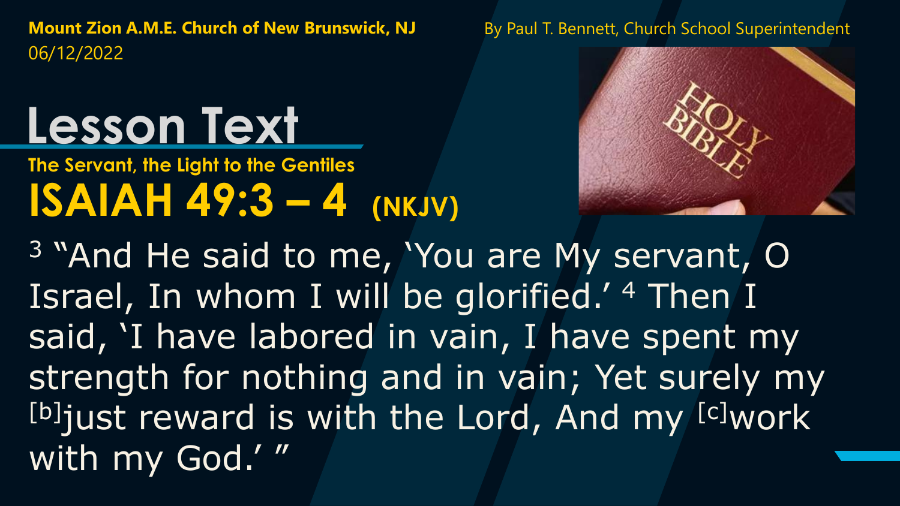**Mount Zion A.M.E. Church of New Brunswick, NJ**
06/12/2022

By Paul T. Bennett, Church School Superintendent

# Lesson Text

**The Servant, the Light to the Gentiles**

## ISAIAH 49:3 – 4 (NKJV)

3 "And He said to me, 'You are My servant, O Israel, In whom I will be glorified.' 4 Then I said, 'I have labored in vain, I have spent my strength for nothing and in vain; Yet surely my [b]just reward is with the Lord, And my [c]work with my God.' "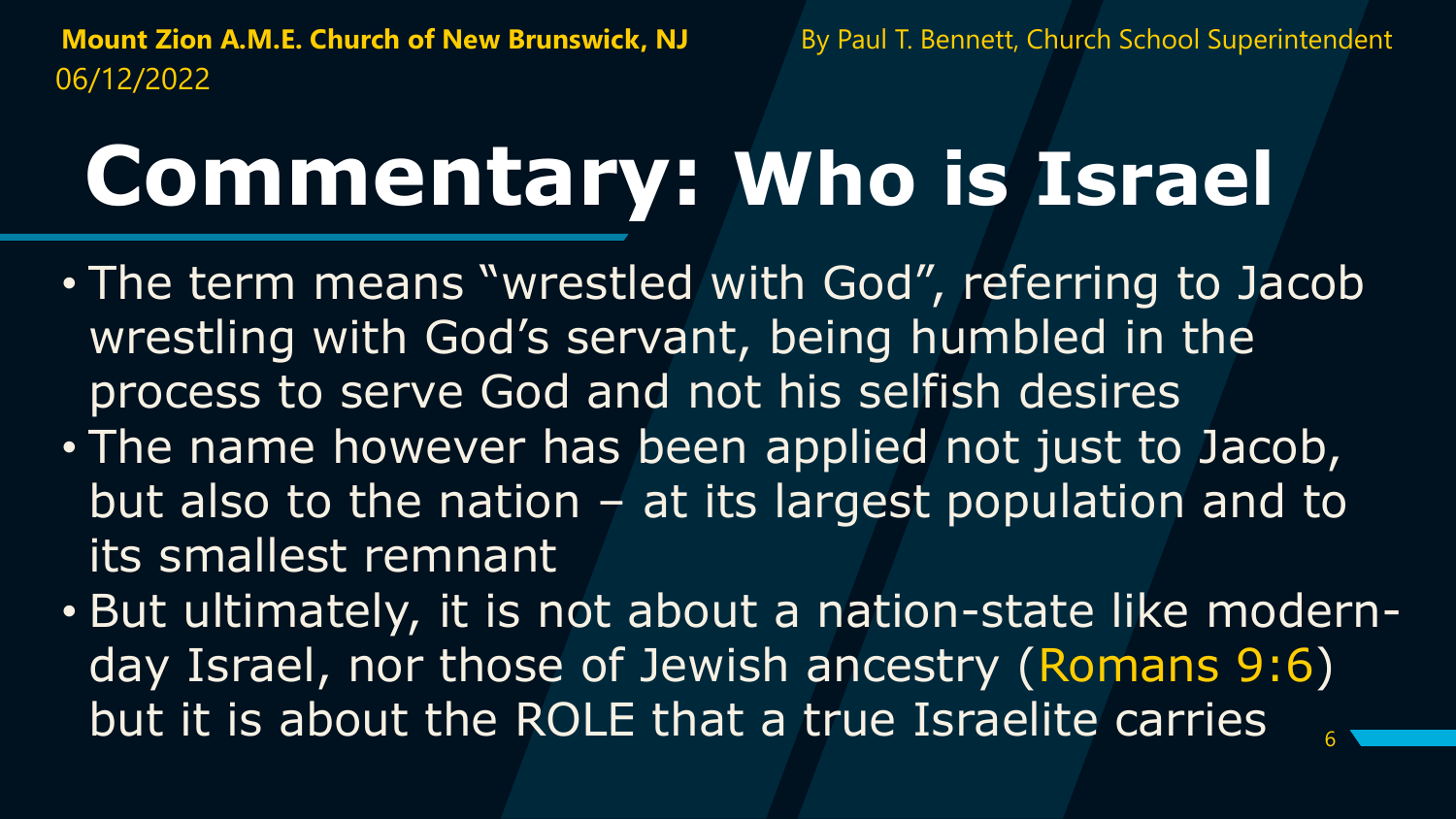# Commentary: Who is Israel

- The term means “wrestled with God”, referring to Jacob wrestling with God’s servant, being humbled in the process to serve God and not his selfish desires
- The name however has been applied not just to Jacob, but also to the nation – at its largest population and to its smallest remnant
- But ultimately, it is not about a nation-state like modern-day Israel, nor those of Jewish ancestry (Romans 9:6) but it is about the ROLE that a true Israelite carries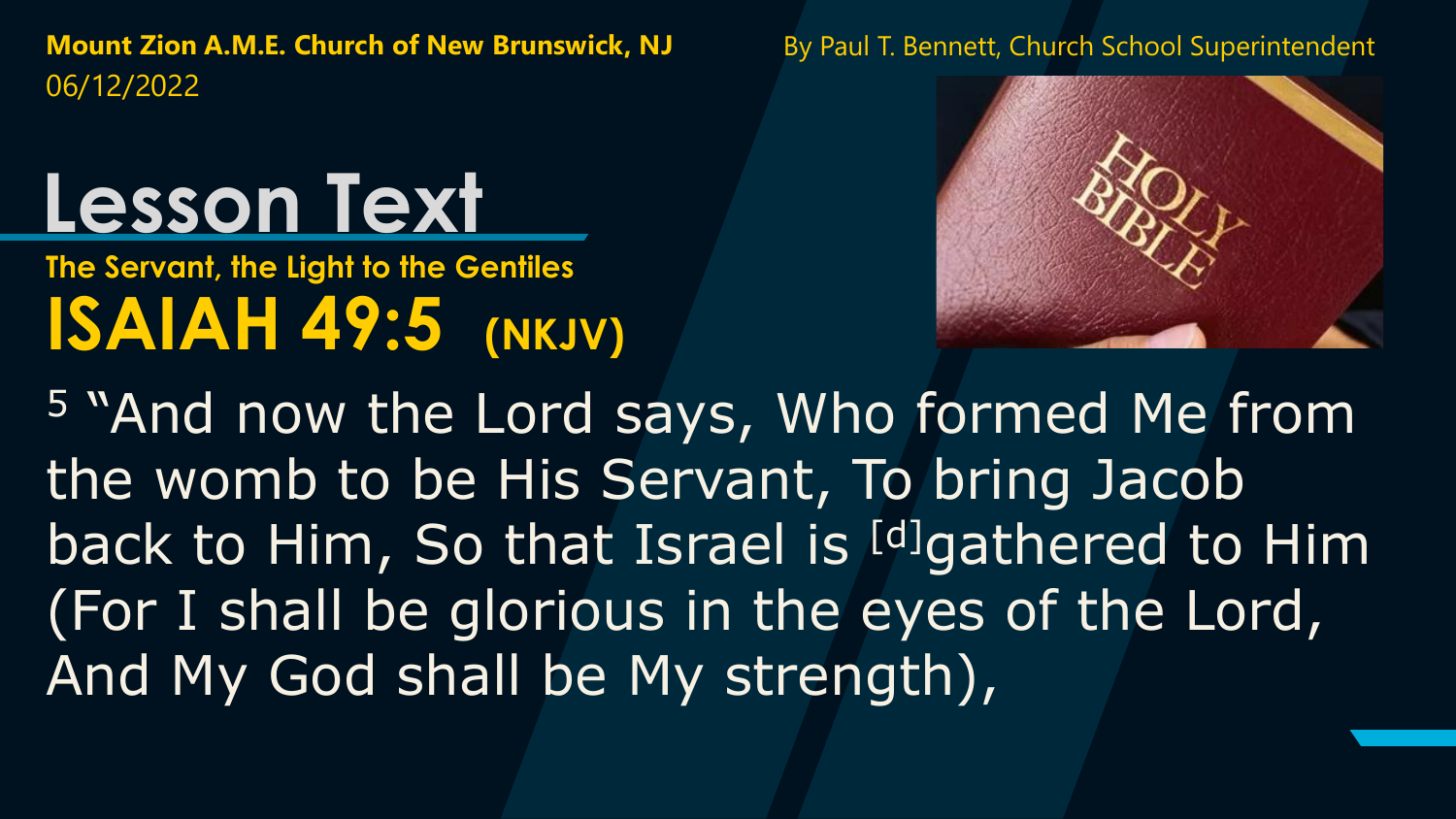**Mount Zion A.M.E. Church of New Brunswick, NJ**
06/12/2022

By Paul T. Bennett, Church School Superintendent

# Lesson Text

**The Servant, the Light to the Gentiles**

## ISAIAH 49:5 (NKJV)

5 "And now the Lord says, Who formed Me from the womb to be His Servant, To bring Jacob back to Him, So that Israel is [d]gathered to Him (For I shall be glorious in the eyes of the Lord, And My God shall be My strength),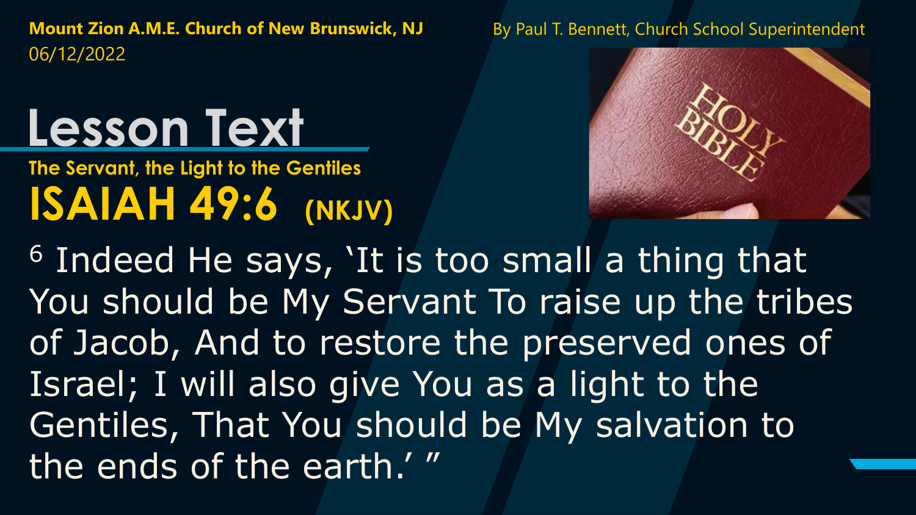**Mount Zion A.M.E. Church of New Brunswick, NJ**
06/12/2022

By Paul T. Bennett, Church School Superintendent

# Lesson Text

**The Servant, the Light to the Gentiles**

## ISAIAH 49:6 (NKJV)

6 Indeed He says, 'It is too small a thing that You should be My Servant To raise up the tribes of Jacob, And to restore the preserved ones of Israel; I will also give You as a light to the Gentiles, That You should be My salvation to the ends of the earth.' "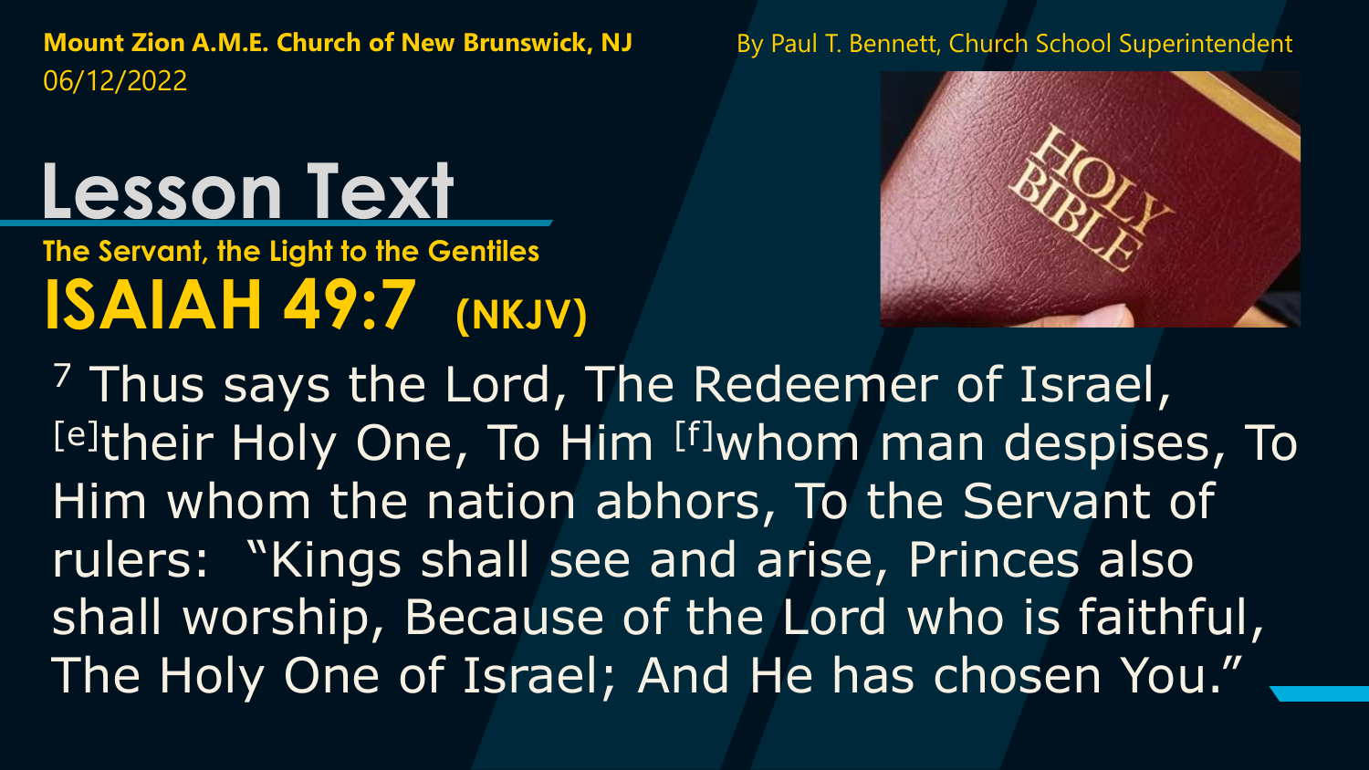**Mount Zion A.M.E. Church of New Brunswick, NJ**
06/12/2022

By Paul T. Bennett, Church School Superintendent

# Lesson Text

**The Servant, the Light to the Gentiles**

## ISAIAH 49:7 (NKJV)

[7] Thus says the Lord, The Redeemer of Israel, [e]their Holy One, To Him [f]whom man despises, To Him whom the nation abhors, To the Servant of rulers: "Kings shall see and arise, Princes also shall worship, Because of the Lord who is faithful, The Holy One of Israel; And He has chosen You."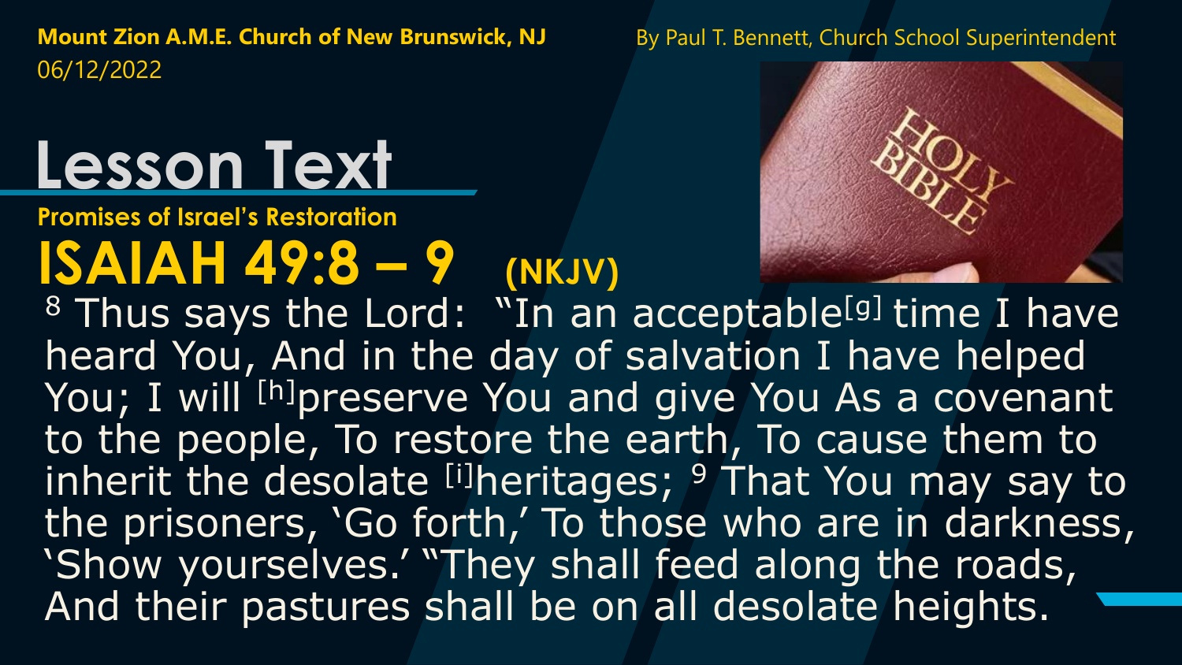**Mount Zion A.M.E. Church of New Brunswick, NJ**
06/12/2022

By Paul T. Bennett, Church School Superintendent

# Lesson Text

**Promises of Israel's Restoration**

## ISAIAH 49:8 – 9 (NKJV)

8 Thus says the Lord: "In an acceptable[g] time I have heard You, And in the day of salvation I have helped You; I will [h]preserve You and give You As a covenant to the people, To restore the earth, To cause them to inherit the desolate [i]heritages; 9 That You may say to the prisoners, 'Go forth,' To those who are in darkness, 'Show yourselves.' "They shall feed along the roads, And their pastures shall be on all desolate heights.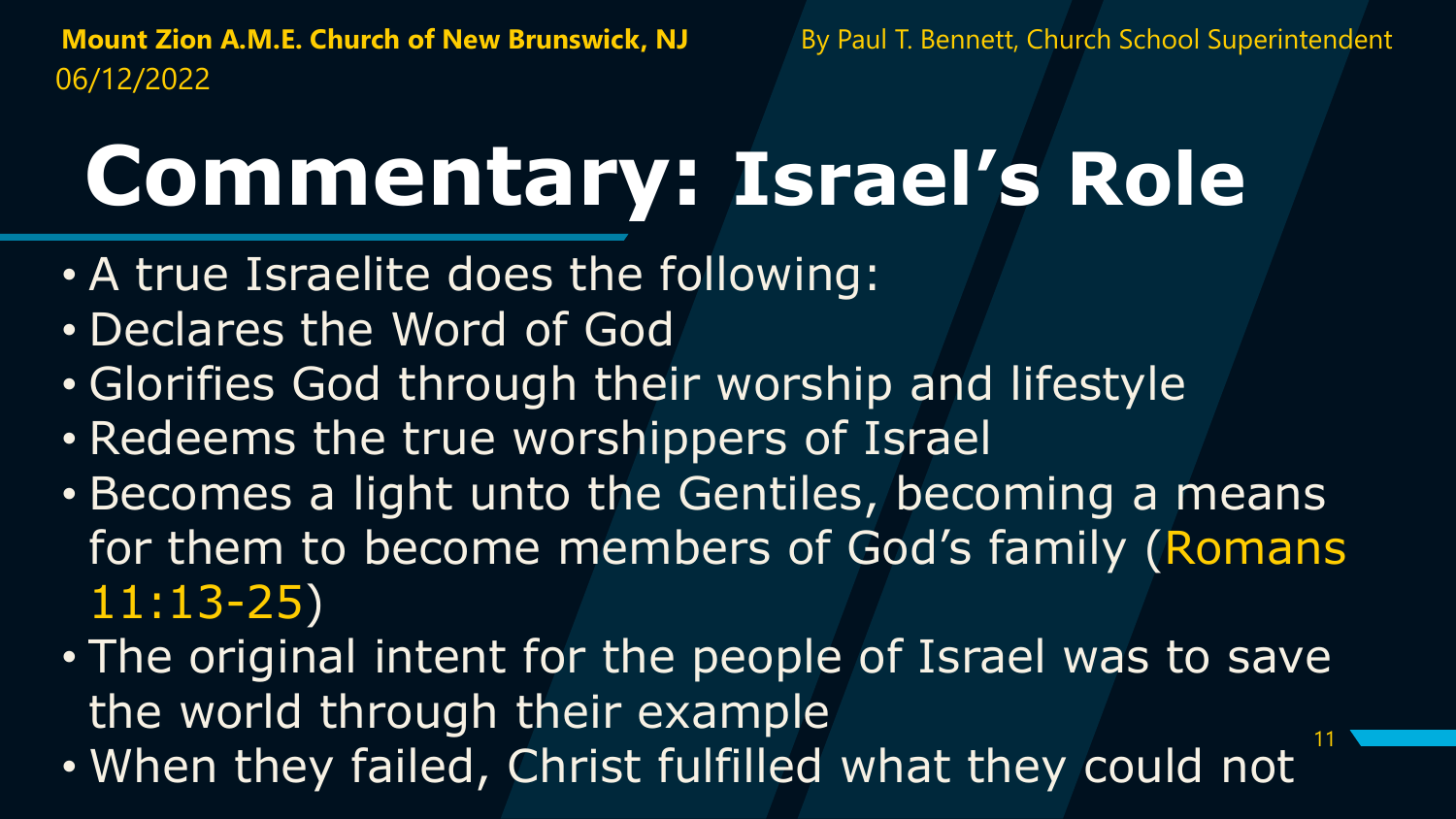**Mount Zion A.M.E. Church of New Brunswick, NJ** By Paul T. Bennett, Church School Superintendent
06/12/2022

# Commentary: Israel's Role

- A true Israelite does the following:
- Declares the Word of God
- Glorifies God through their worship and lifestyle
- Redeems the true worshippers of Israel
- Becomes a light unto the Gentiles, becoming a means for them to become members of God's family (Romans 11:13-25)
- The original intent for the people of Israel was to save the world through their example
- When they failed, Christ fulfilled what they could not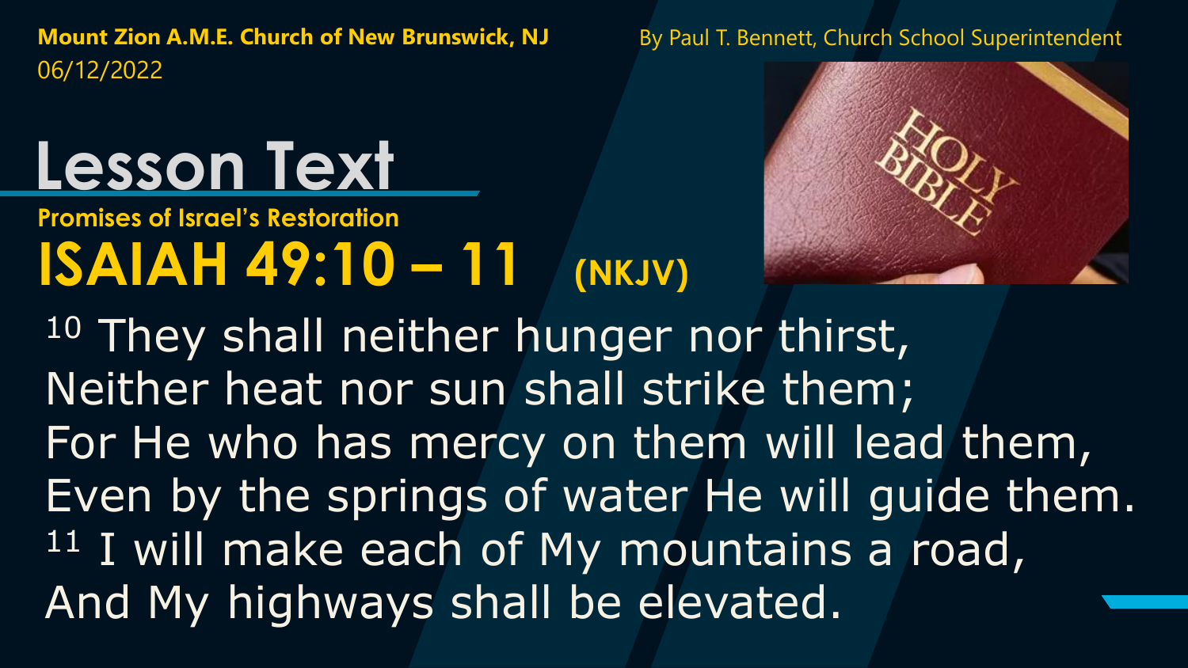**Mount Zion A.M.E. Church of New Brunswick, NJ**
06/12/2022

By Paul T. Bennett, Church School Superintendent

# Lesson Text

**Promises of Israel's Restoration**

## ISAIAH 49:10 – 11 (NKJV)

10 They shall neither hunger nor thirst,
Neither heat nor sun shall strike them;
For He who has mercy on them will lead them,
Even by the springs of water He will guide them.
11 I will make each of My mountains a road,
And My highways shall be elevated.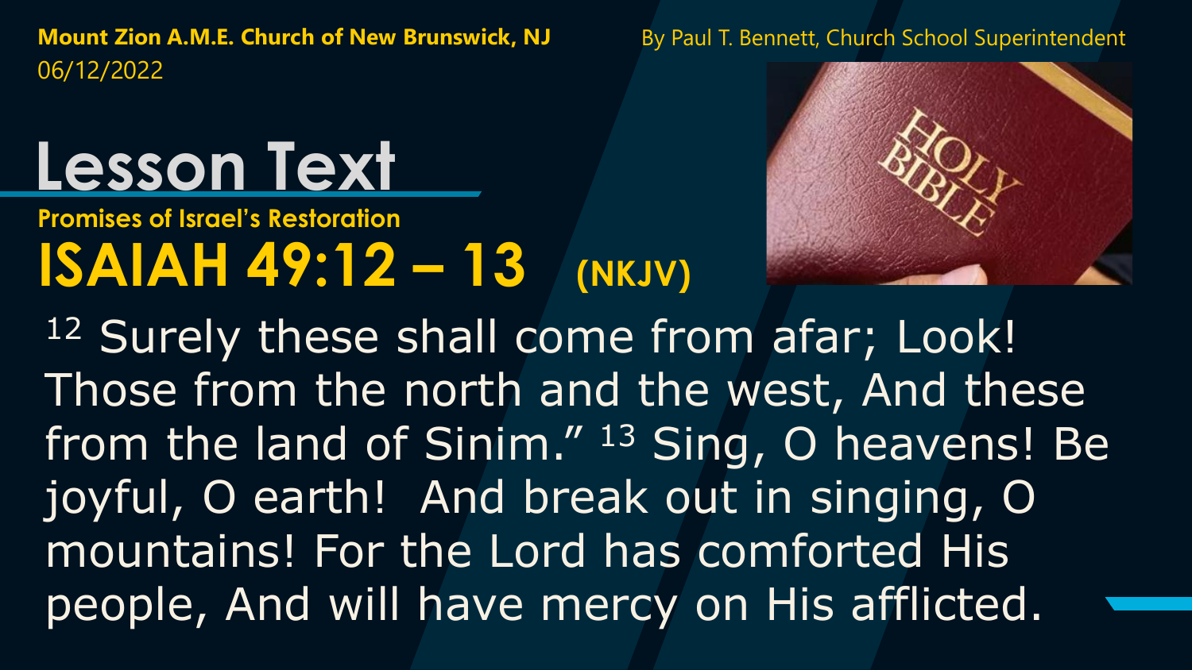**Mount Zion A.M.E. Church of New Brunswick, NJ**
06/12/2022

By Paul T. Bennett, Church School Superintendent

# Lesson Text

**Promises of Israel's Restoration**

## ISAIAH 49:12 – 13 (NKJV)

12 Surely these shall come from afar; Look! Those from the north and the west, And these from the land of Sinim." 13 Sing, O heavens! Be joyful, O earth! And break out in singing, O mountains! For the Lord has comforted His people, And will have mercy on His afflicted.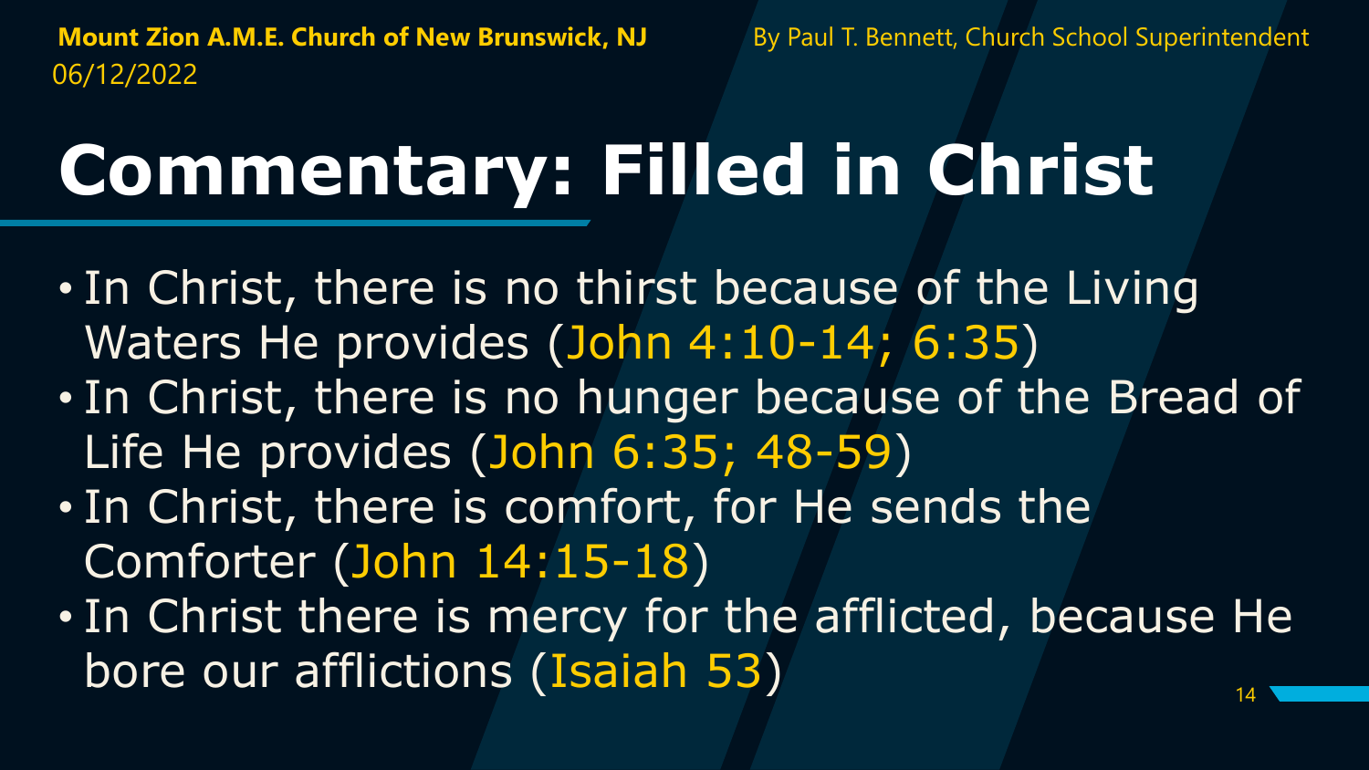**Mount Zion A.M.E. Church of New Brunswick, NJ** By Paul T. Bennett, Church School Superintendent
06/12/2022

# Commentary: Filled in Christ

- In Christ, there is no thirst because of the Living Waters He provides (John 4:10-14; 6:35)
- In Christ, there is no hunger because of the Bread of Life He provides (John 6:35; 48-59)
- In Christ, there is comfort, for He sends the Comforter (John 14:15-18)
- In Christ there is mercy for the afflicted, because He bore our afflictions (Isaiah 53)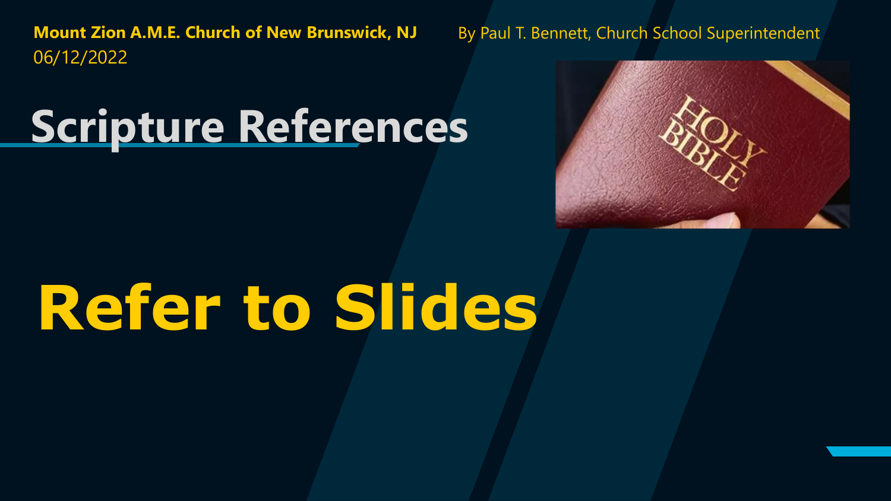**Mount Zion A.M.E. Church of New Brunswick, NJ** By Paul T. Bennett, Church School Superintendent
06/12/2022

# Scripture References

# **Refer to Slides**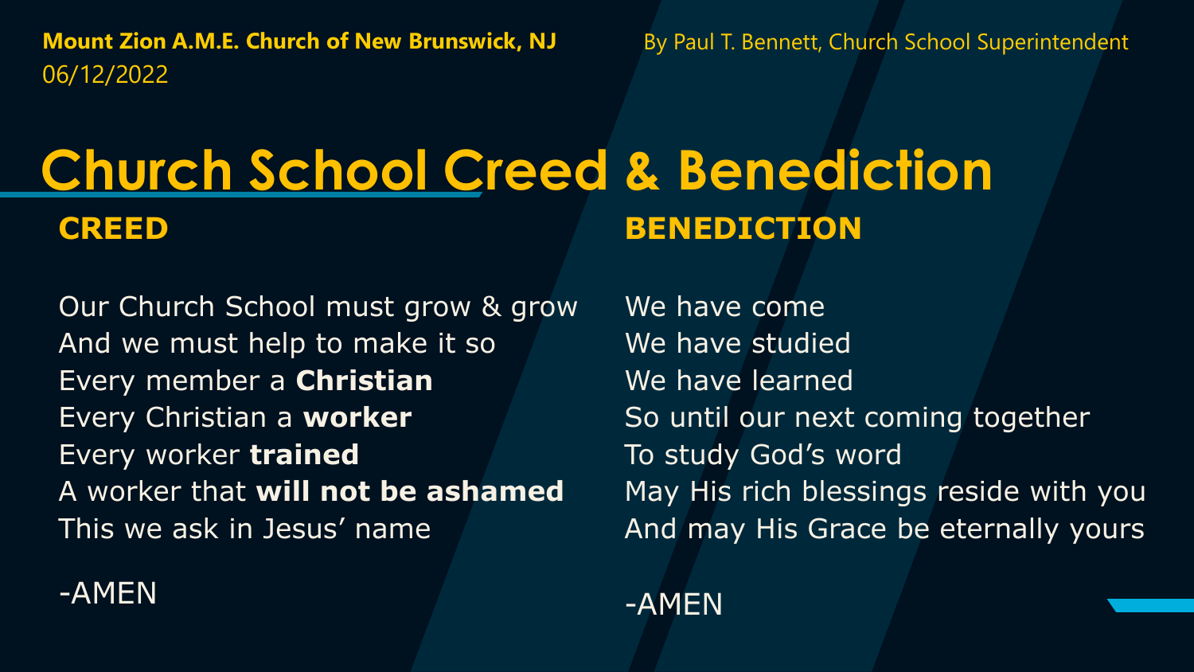**Mount Zion A.M.E. Church of New Brunswick, NJ**
06/12/2022

By Paul T. Bennett, Church School Superintendent

# Church School Creed & Benediction

## CREED

Our Church School must grow & grow
And we must help to make it so
Every member a **Christian**
Every Christian a **worker**
Every worker **trained**
A worker that **will not be ashamed**
This we ask in Jesus' name

-AMEN

## BENEDICTION

We have come
We have studied
We have learned
So until our next coming together
To study God's word
May His rich blessings reside with you
And may His Grace be eternally yours

-AMEN